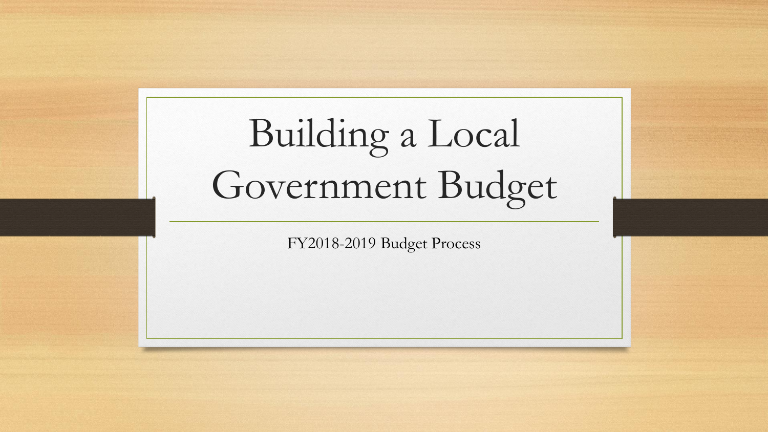# Building a Local Government Budget

FY2018-2019 Budget Process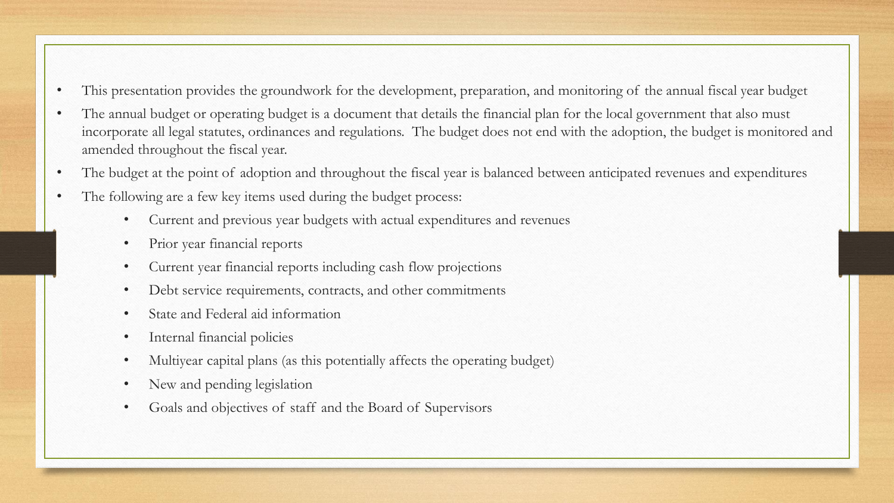- This presentation provides the groundwork for the development, preparation, and monitoring of the annual fiscal year budget
- The annual budget or operating budget is a document that details the financial plan for the local government that also must incorporate all legal statutes, ordinances and regulations. The budget does not end with the adoption, the budget is monitored and amended throughout the fiscal year.
- The budget at the point of adoption and throughout the fiscal year is balanced between anticipated revenues and expenditures
- The following are a few key items used during the budget process:
    - Current and previous year budgets with actual expenditures and revenues
    - Prior year financial reports
    - Current year financial reports including cash flow projections
    - Debt service requirements, contracts, and other commitments
    - State and Federal aid information
    - Internal financial policies
    - Multiyear capital plans (as this potentially affects the operating budget)
    - New and pending legislation
    - Goals and objectives of staff and the Board of Supervisors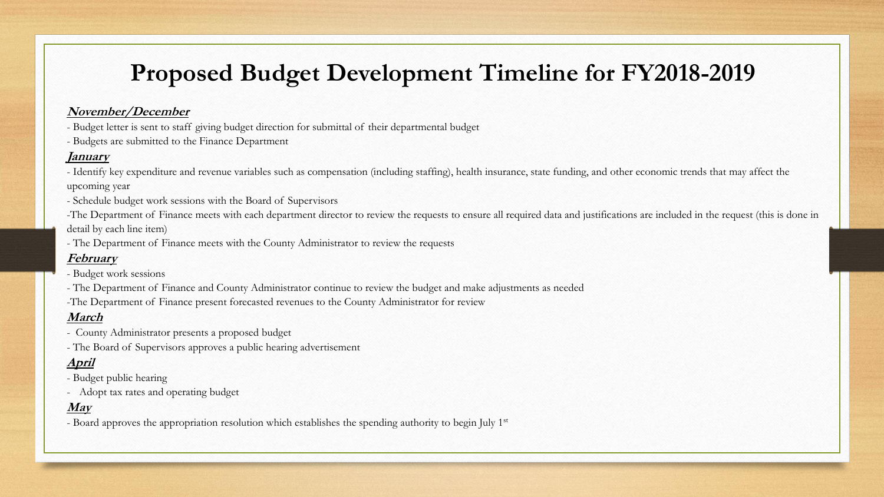# Proposed Budget Development Timeline for FY2018-2019

***November/December***

- Budget letter is sent to staff giving budget direction for submittal of their departmental budget
- Budgets are submitted to the Finance Department

***January***

- Identify key expenditure and revenue variables such as compensation (including staffing), health insurance, state funding, and other economic trends that may affect the upcoming year
- Schedule budget work sessions with the Board of Supervisors
- The Department of Finance meets with each department director to review the requests to ensure all required data and justifications are included in the request (this is done in detail by each line item)
- The Department of Finance meets with the County Administrator to review the requests

***February***

- Budget work sessions
- The Department of Finance and County Administrator continue to review the budget and make adjustments as needed
- The Department of Finance present forecasted revenues to the County Administrator for review

***March***

- County Administrator presents a proposed budget
- The Board of Supervisors approves a public hearing advertisement

***April***

- Budget public hearing
- Adopt tax rates and operating budget

***May***

- Board approves the appropriation resolution which establishes the spending authority to begin July 1st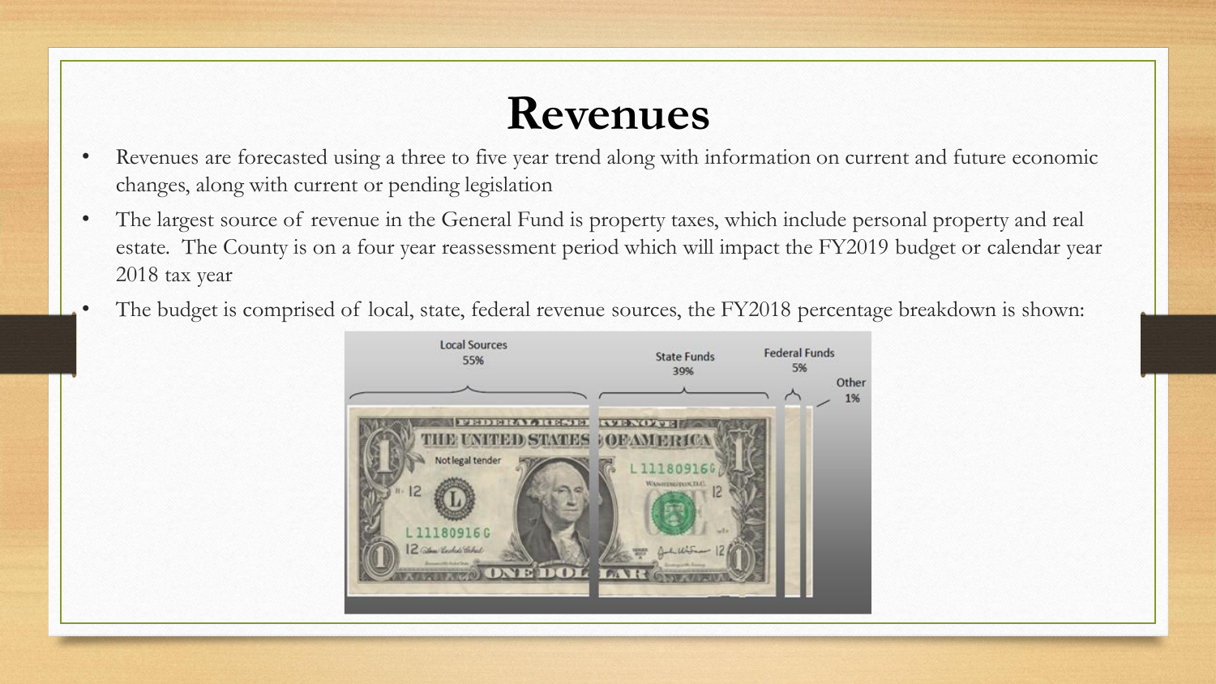# Revenues

- Revenues are forecasted using a three to five year trend along with information on current and future economic changes, along with current or pending legislation
- The largest source of revenue in the General Fund is property taxes, which include personal property and real estate. The County is on a four year reassessment period which will impact the FY2019 budget or calendar year 2018 tax year
- The budget is comprised of local, state, federal revenue sources, the FY2018 percentage breakdown is shown:

Local Sources 55%

State Funds 39%

Federal Funds 5%

Other 1%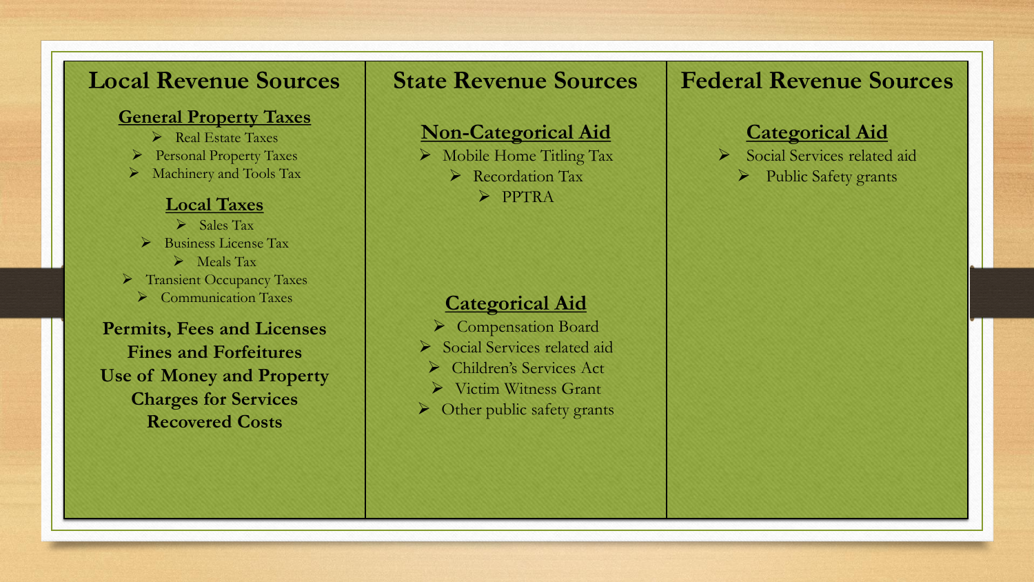## Local Revenue Sources

### General Property Taxes

- Real Estate Taxes
- Personal Property Taxes
- Machinery and Tools Tax

### Local Taxes

- Sales Tax
- Business License Tax
- Meals Tax
- Transient Occupancy Taxes
- Communication Taxes

**Permits, Fees and Licenses**

**Fines and Forfeitures**

**Use of Money and Property**

**Charges for Services**

**Recovered Costs**

## State Revenue Sources

### Non-Categorical Aid

- Mobile Home Titling Tax
- Recordation Tax
- PPTRA

### Categorical Aid

- Compensation Board
- Social Services related aid
- Children's Services Act
- Victim Witness Grant
- Other public safety grants

## Federal Revenue Sources

### Categorical Aid

- Social Services related aid
- Public Safety grants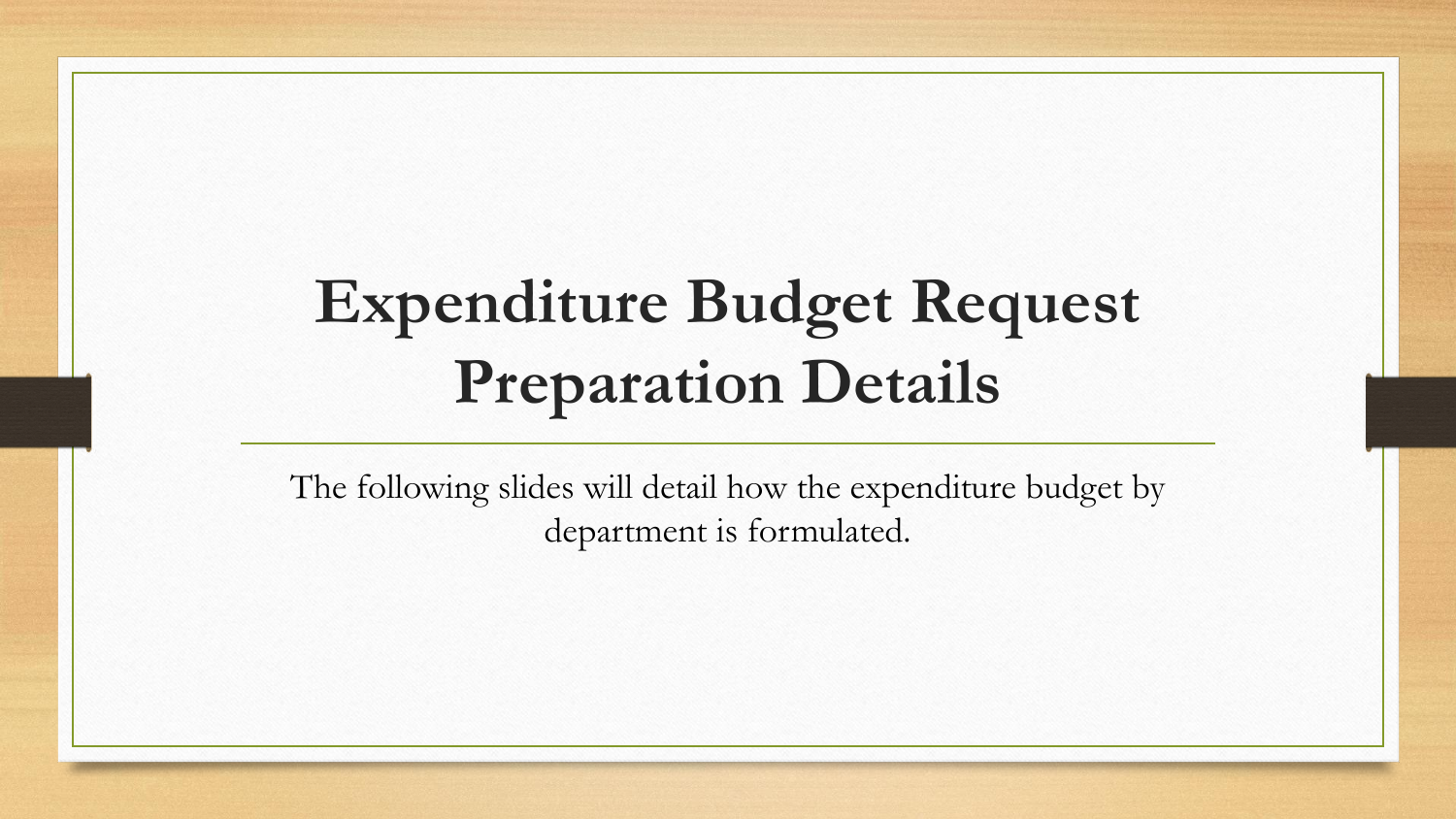# Expenditure Budget Request Preparation Details

The following slides will detail how the expenditure budget by department is formulated.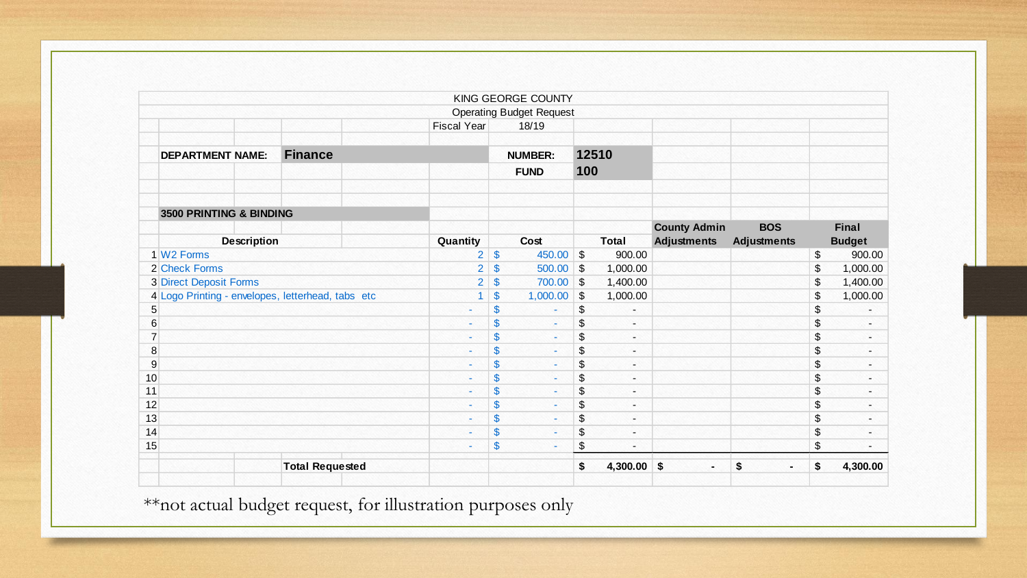KING GEORGE COUNTY

Operating Budget Request

Fiscal Year 18/19

**DEPARTMENT NAME:** **Finance**

**NUMBER:** **12510**

**FUND** **100**

**3500 PRINTING & BINDING**

| | Description | Quantity | Cost | Total | County Admin Adjustments | BOS Adjustments | Final Budget |
|---|---|---|---|---|---|---|---|
| 1 | W2 Forms | 2 | $ 450.00 | $ 900.00 | | | $ 900.00 |
| 2 | Check Forms | 2 | $ 500.00 | $ 1,000.00 | | | $ 1,000.00 |
| 3 | Direct Deposit Forms | 2 | $ 700.00 | $ 1,400.00 | | | $ 1,400.00 |
| 4 | Logo Printing - envelopes, letterhead, tabs etc | 1 | $ 1,000.00 | $ 1,000.00 | | | $ 1,000.00 |
| 5 | | - | $ - | $ - | | | $ - |
| 6 | | - | $ - | $ - | | | $ - |
| 7 | | - | $ - | $ - | | | $ - |
| 8 | | - | $ - | $ - | | | $ - |
| 9 | | - | $ - | $ - | | | $ - |
| 10 | | - | $ - | $ - | | | $ - |
| 11 | | - | $ - | $ - | | | $ - |
| 12 | | - | $ - | $ - | | | $ - |
| 13 | | - | $ - | $ - | | | $ - |
| 14 | | - | $ - | $ - | | | $ - |
| 15 | | - | $ - | $ - | | | $ - |
| | **Total Requested** | | | **$ 4,300.00** | **$ -** | **$ -** | **$ 4,300.00** |

**not actual budget request, for illustration purposes only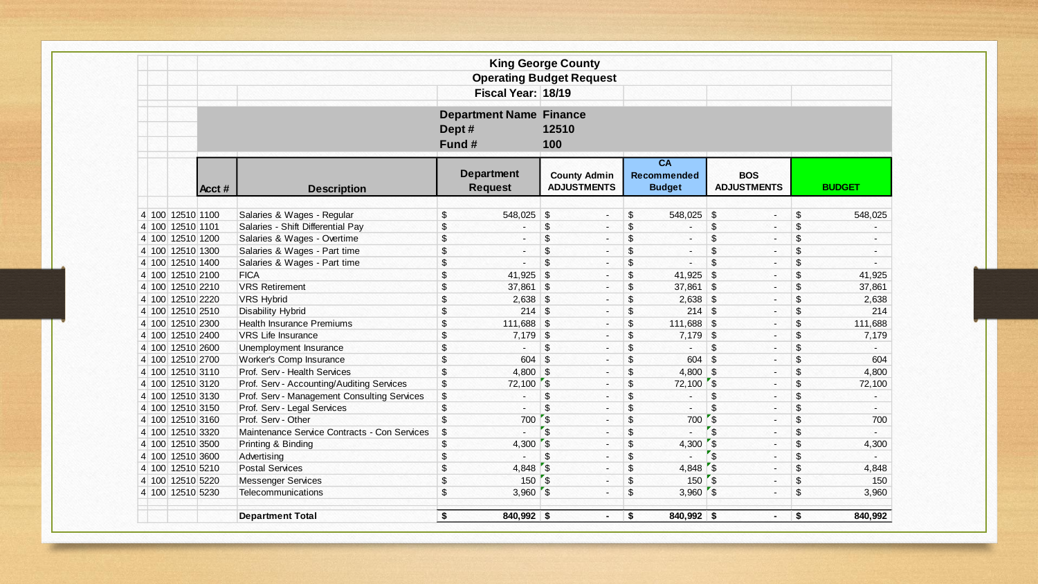# King George County

## Operating Budget Request

**Fiscal Year: 18/19**

**Department Name** Finance
**Dept #** 12510
**Fund #** 100

| | | | Acct # | Description | Department Request | County Admin ADJUSTMENTS | CA Recommended Budget | BOS ADJUSTMENTS | BUDGET |
|---|---|---|---|---|---|---|---|---|---|
| 4 | 100 | 12510 | 1100 | Salaries & Wages - Regular | $ 548,025 | $ - | $ 548,025 | $ - | $ 548,025 |
| 4 | 100 | 12510 | 1101 | Salaries - Shift Differential Pay | $ - | $ - | $ - | $ - | $ - |
| 4 | 100 | 12510 | 1200 | Salaries & Wages - Overtime | $ - | $ - | $ - | $ - | $ - |
| 4 | 100 | 12510 | 1300 | Salaries & Wages - Part time | $ - | $ - | $ - | $ - | $ - |
| 4 | 100 | 12510 | 1400 | Salaries & Wages - Part time | $ - | $ - | $ - | $ - | $ - |
| 4 | 100 | 12510 | 2100 | FICA | $ 41,925 | $ - | $ 41,925 | $ - | $ 41,925 |
| 4 | 100 | 12510 | 2210 | VRS Retirement | $ 37,861 | $ - | $ 37,861 | $ - | $ 37,861 |
| 4 | 100 | 12510 | 2220 | VRS Hybrid | $ 2,638 | $ - | $ 2,638 | $ - | $ 2,638 |
| 4 | 100 | 12510 | 2510 | Disability Hybrid | $ 214 | $ - | $ 214 | $ - | $ 214 |
| 4 | 100 | 12510 | 2300 | Health Insurance Premiums | $ 111,688 | $ - | $ 111,688 | $ - | $ 111,688 |
| 4 | 100 | 12510 | 2400 | VRS Life Insurance | $ 7,179 | $ - | $ 7,179 | $ - | $ 7,179 |
| 4 | 100 | 12510 | 2600 | Unemployment Insurance | $ - | $ - | $ - | $ - | $ - |
| 4 | 100 | 12510 | 2700 | Worker's Comp Insurance | $ 604 | $ - | $ 604 | $ - | $ 604 |
| 4 | 100 | 12510 | 3110 | Prof. Serv - Health Services | $ 4,800 | $ - | $ 4,800 | $ - | $ 4,800 |
| 4 | 100 | 12510 | 3120 | Prof. Serv - Accounting/Auditing Services | $ 72,100 | $ - | $ 72,100 | $ - | $ 72,100 |
| 4 | 100 | 12510 | 3130 | Prof. Serv - Management Consulting Services | $ - | $ - | $ - | $ - | $ - |
| 4 | 100 | 12510 | 3150 | Prof. Serv - Legal Services | $ - | $ - | $ - | $ - | $ - |
| 4 | 100 | 12510 | 3160 | Prof. Serv - Other | $ 700 | $ - | $ 700 | $ - | $ 700 |
| 4 | 100 | 12510 | 3320 | Maintenance Service Contracts - Con Services | $ - | $ - | $ - | $ - | $ - |
| 4 | 100 | 12510 | 3500 | Printing & Binding | $ 4,300 | $ - | $ 4,300 | $ - | $ 4,300 |
| 4 | 100 | 12510 | 3600 | Advertising | $ - | $ - | $ - | $ - | $ - |
| 4 | 100 | 12510 | 5210 | Postal Services | $ 4,848 | $ - | $ 4,848 | $ - | $ 4,848 |
| 4 | 100 | 12510 | 5220 | Messenger Services | $ 150 | $ - | $ 150 | $ - | $ 150 |
| 4 | 100 | 12510 | 5230 | Telecommunications | $ 3,960 | $ - | $ 3,960 | $ - | $ 3,960 |
| | | | | **Department Total** | **$ 840,992** | **$ -** | **$ 840,992** | **$ -** | **$ 840,992** |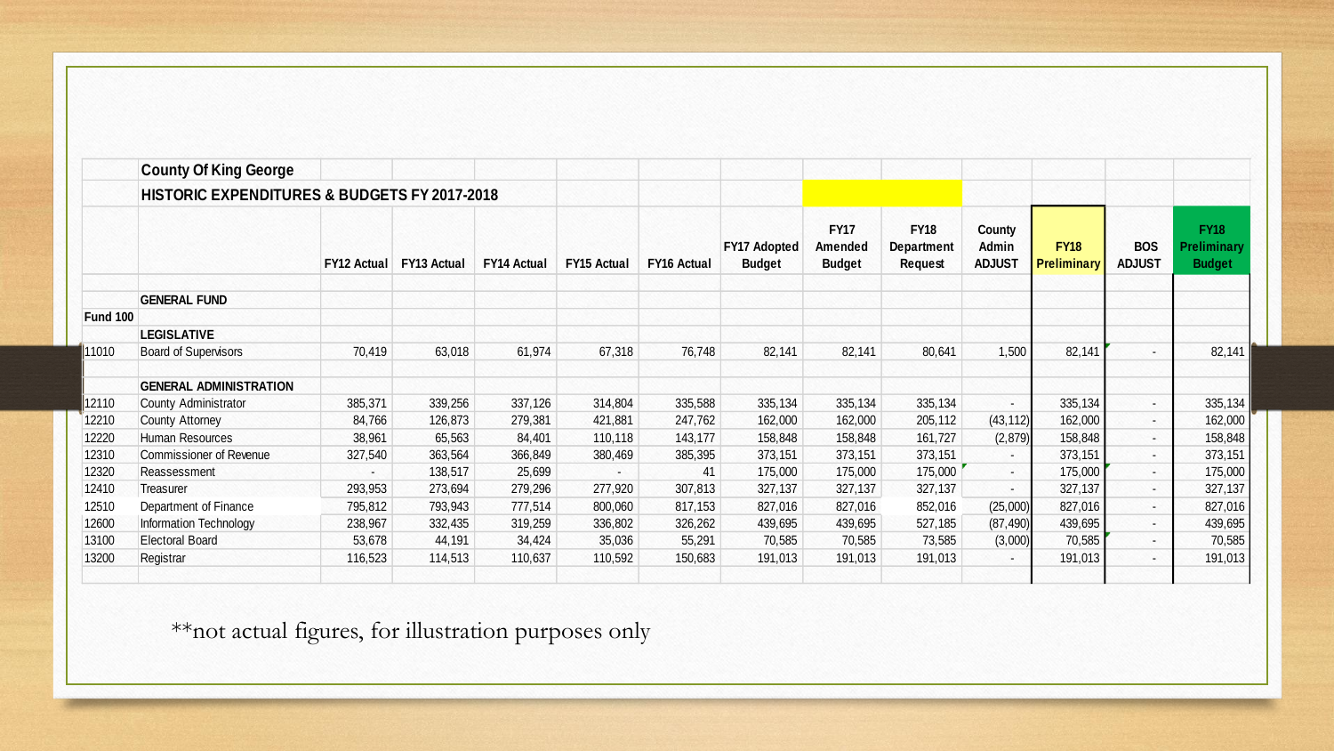| | County Of King George | | | | | | | | | | | | |
|---|---|---|---|---|---|---|---|---|---|---|---|---|---|
| | **HISTORIC EXPENDITURES & BUDGETS FY 2017-2018** | | | | | | | | | | | | |
| | | FY12 Actual | FY13 Actual | FY14 Actual | FY15 Actual | FY16 Actual | FY17 Adopted Budget | FY17 Amended Budget | FY18 Department Request | County Admin ADJUST | FY18 Preliminary | BOS ADJUST | FY18 Preliminary Budget |
| | **GENERAL FUND** | | | | | | | | | | | | |
| **Fund 100** | | | | | | | | | | | | | |
| | **LEGISLATIVE** | | | | | | | | | | | | |
| 11010 | Board of Supervisors | 70,419 | 63,018 | 61,974 | 67,318 | 76,748 | 82,141 | 82,141 | 80,641 | 1,500 | 82,141 | - | 82,141 |
| | **GENERAL ADMINISTRATION** | | | | | | | | | | | | |
| 12110 | County Administrator | 385,371 | 339,256 | 337,126 | 314,804 | 335,588 | 335,134 | 335,134 | 335,134 | - | 335,134 | - | 335,134 |
| 12210 | County Attorney | 84,766 | 126,873 | 279,381 | 421,881 | 247,762 | 162,000 | 162,000 | 205,112 | (43,112) | 162,000 | - | 162,000 |
| 12220 | Human Resources | 38,961 | 65,563 | 84,401 | 110,118 | 143,177 | 158,848 | 158,848 | 161,727 | (2,879) | 158,848 | - | 158,848 |
| 12310 | Commissioner of Revenue | 327,540 | 363,564 | 366,849 | 380,469 | 385,395 | 373,151 | 373,151 | 373,151 | - | 373,151 | - | 373,151 |
| 12320 | Reassessment | - | 138,517 | 25,699 | - | 41 | 175,000 | 175,000 | 175,000 | - | 175,000 | - | 175,000 |
| 12410 | Treasurer | 293,953 | 273,694 | 279,296 | 277,920 | 307,813 | 327,137 | 327,137 | 327,137 | - | 327,137 | - | 327,137 |
| 12510 | Department of Finance | 795,812 | 793,943 | 777,514 | 800,060 | 817,153 | 827,016 | 827,016 | 852,016 | (25,000) | 827,016 | - | 827,016 |
| 12600 | Information Technology | 238,967 | 332,435 | 319,259 | 336,802 | 326,262 | 439,695 | 439,695 | 527,185 | (87,490) | 439,695 | - | 439,695 |
| 13100 | Electoral Board | 53,678 | 44,191 | 34,424 | 35,036 | 55,291 | 70,585 | 70,585 | 73,585 | (3,000) | 70,585 | - | 70,585 |
| 13200 | Registrar | 116,523 | 114,513 | 110,637 | 110,592 | 150,683 | 191,013 | 191,013 | 191,013 | - | 191,013 | - | 191,013 |

**not actual figures, for illustration purposes only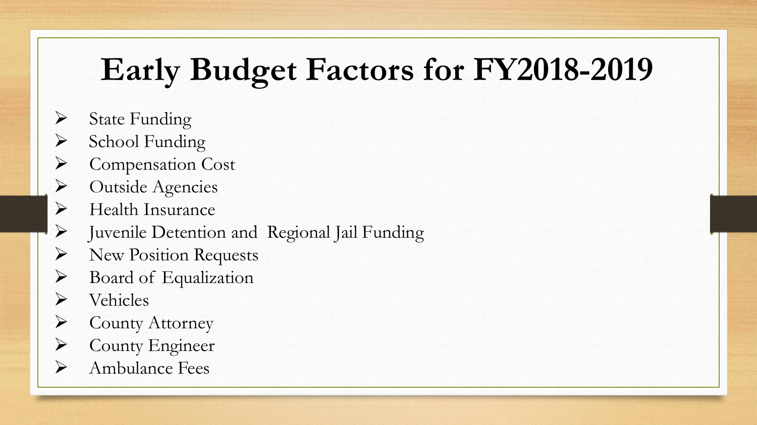# Early Budget Factors for FY2018-2019

- State Funding
- School Funding
- Compensation Cost
- Outside Agencies
- Health Insurance
- Juvenile Detention and Regional Jail Funding
- New Position Requests
- Board of Equalization
- Vehicles
- County Attorney
- County Engineer
- Ambulance Fees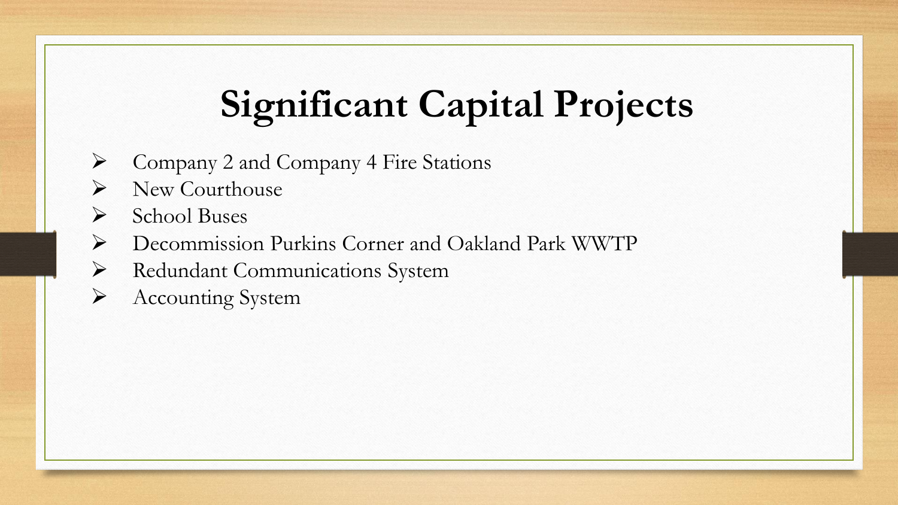# Significant Capital Projects

- Company 2 and Company 4 Fire Stations
- New Courthouse
- School Buses
- Decommission Purkins Corner and Oakland Park WWTP
- Redundant Communications System
- Accounting System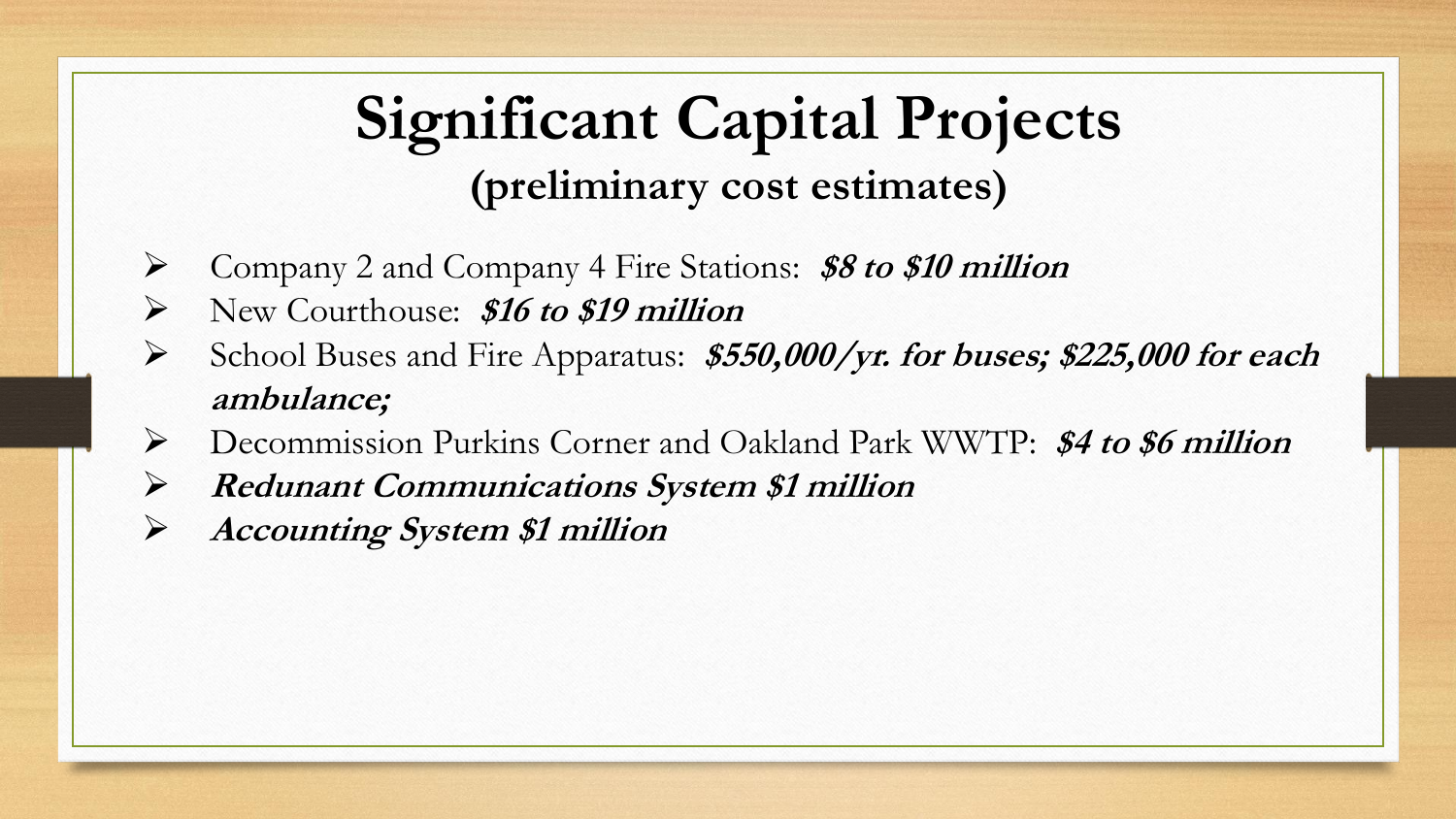# Significant Capital Projects

## (preliminary cost estimates)

- Company 2 and Company 4 Fire Stations: ***$8 to $10 million***
- New Courthouse: ***$16 to $19 million***
- School Buses and Fire Apparatus: ***$550,000/yr. for buses; $225,000 for each ambulance;***
- Decommission Purkins Corner and Oakland Park WWTP: ***$4 to $6 million***
- ***Redunant Communications System $1 million***
- ***Accounting System $1 million***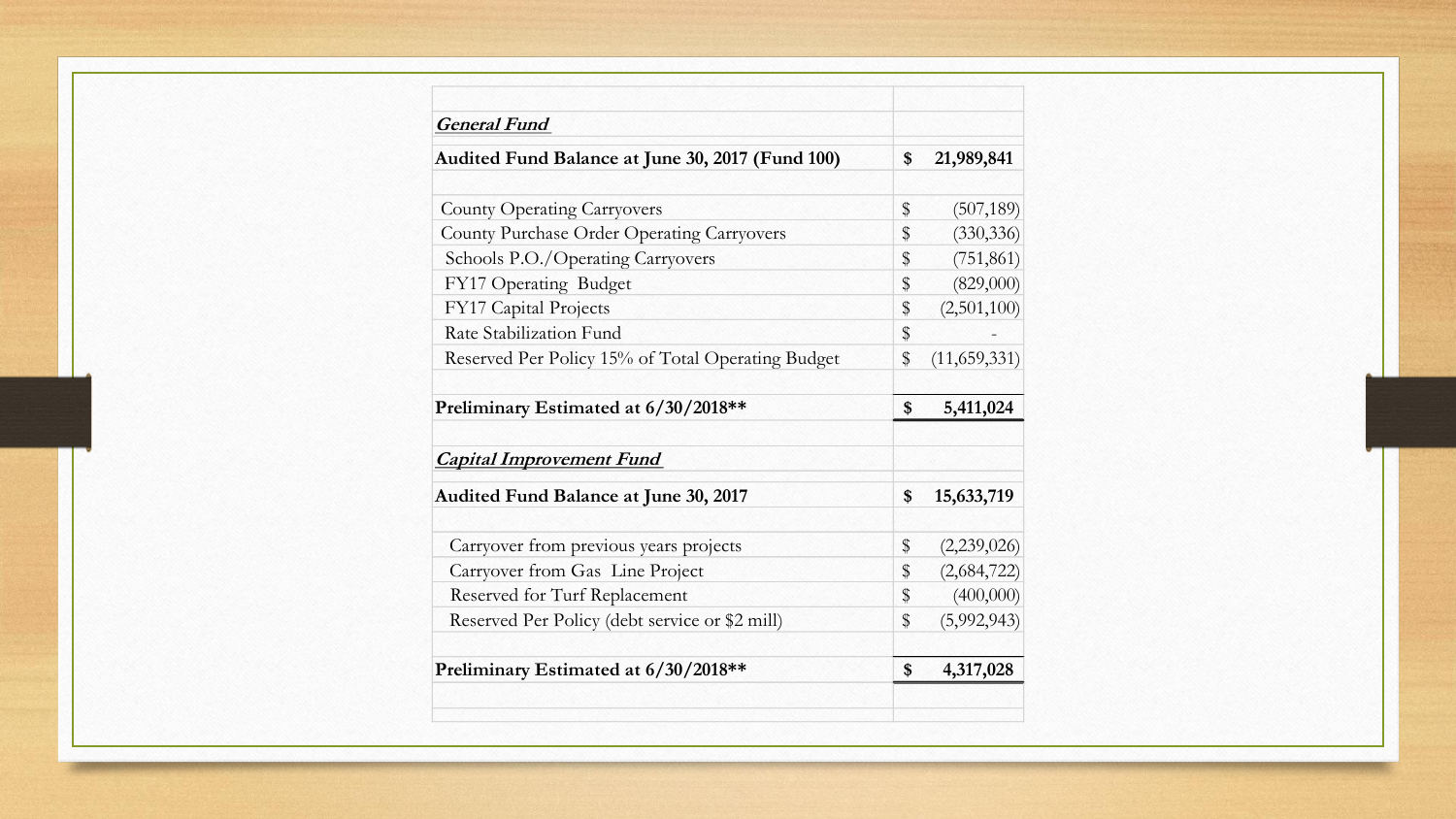| | |
|---|---|
| ***General Fund*** | |
| **Audited Fund Balance at June 30, 2017 (Fund 100)** | **$ 21,989,841** |
| | |
| County Operating Carryovers | $ (507,189) |
| County Purchase Order Operating Carryovers | $ (330,336) |
| Schools P.O./Operating Carryovers | $ (751,861) |
| FY17 Operating Budget | $ (829,000) |
| FY17 Capital Projects | $ (2,501,100) |
| Rate Stabilization Fund | $ - |
| Reserved Per Policy 15% of Total Operating Budget | $ (11,659,331) |
| | |
| **Preliminary Estimated at 6/30/2018\*\*** | **$ 5,411,024** |
| | |
| ***Capital Improvement Fund*** | |
| **Audited Fund Balance at June 30, 2017** | **$ 15,633,719** |
| | |
| Carryover from previous years projects | $ (2,239,026) |
| Carryover from Gas Line Project | $ (2,684,722) |
| Reserved for Turf Replacement | $ (400,000) |
| Reserved Per Policy (debt service or $2 mill) | $ (5,992,943) |
| | |
| **Preliminary Estimated at 6/30/2018\*\*** | **$ 4,317,028** |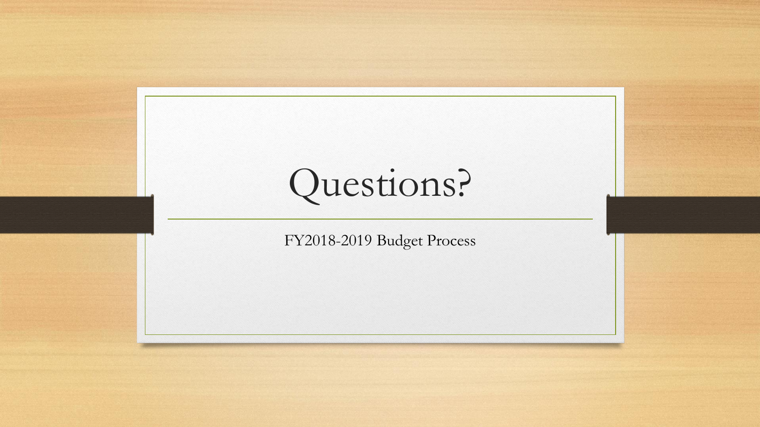# Questions?

FY2018-2019 Budget Process